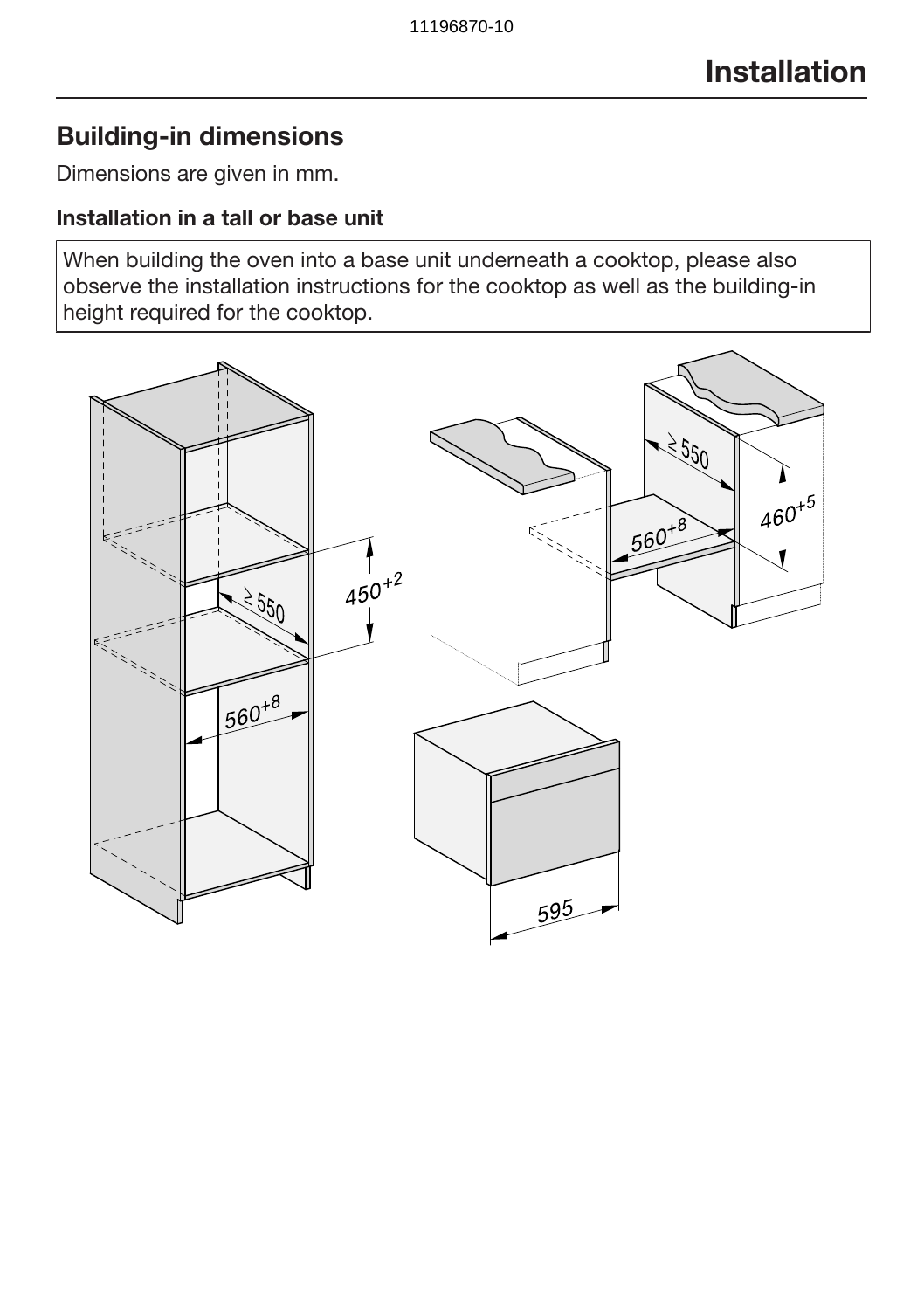# Building-in dimensions

Dimensions are given in mm.

### Installation in a tall or base unit

When building the oven into a base unit underneath a cooktop, please also observe the installation instructions for the cooktop as well as the building-in height required for the cooktop.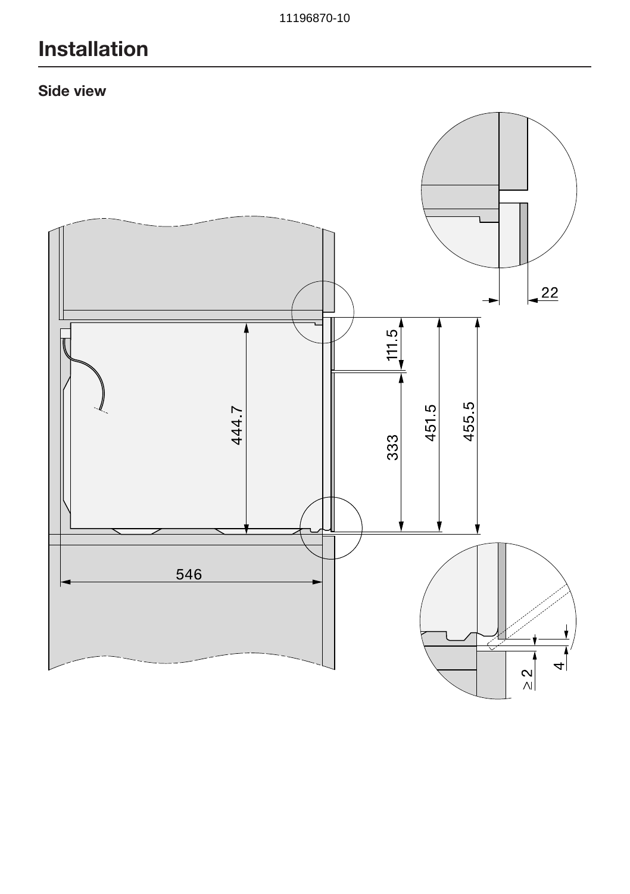# Installation

## Side view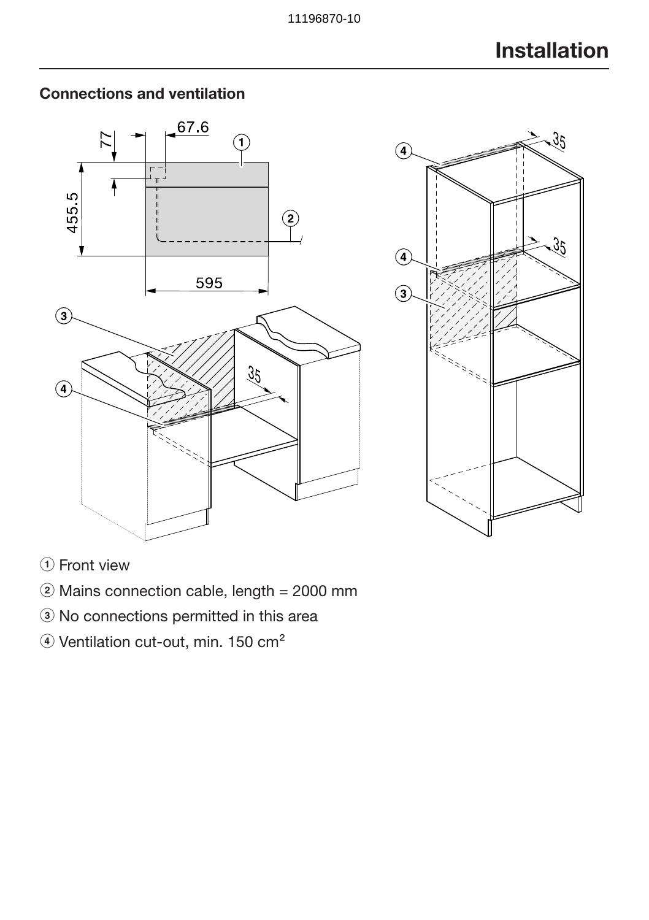# Installation

## Connections and ventilation

① Front view

② Mains connection cable, length = 2000 mm

③ No connections permitted in this area

④ Ventilation cut-out, min. 150 cm$^2$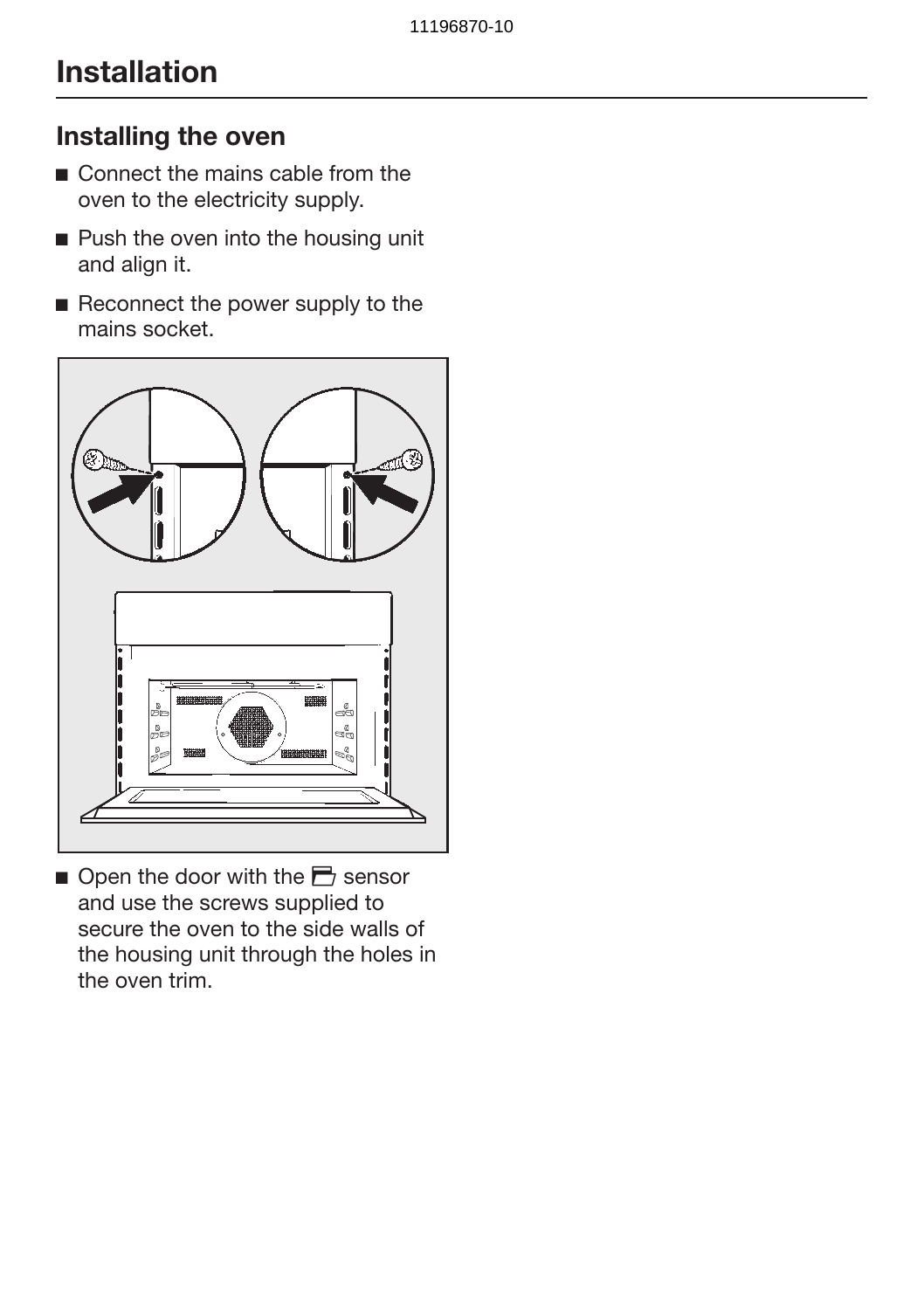# Installation

## Installing the oven

- Connect the mains cable from the oven to the electricity supply.
- Push the oven into the housing unit and align it.
- Reconnect the power supply to the mains socket.

- Open the door with the sensor and use the screws supplied to secure the oven to the side walls of the housing unit through the holes in the oven trim.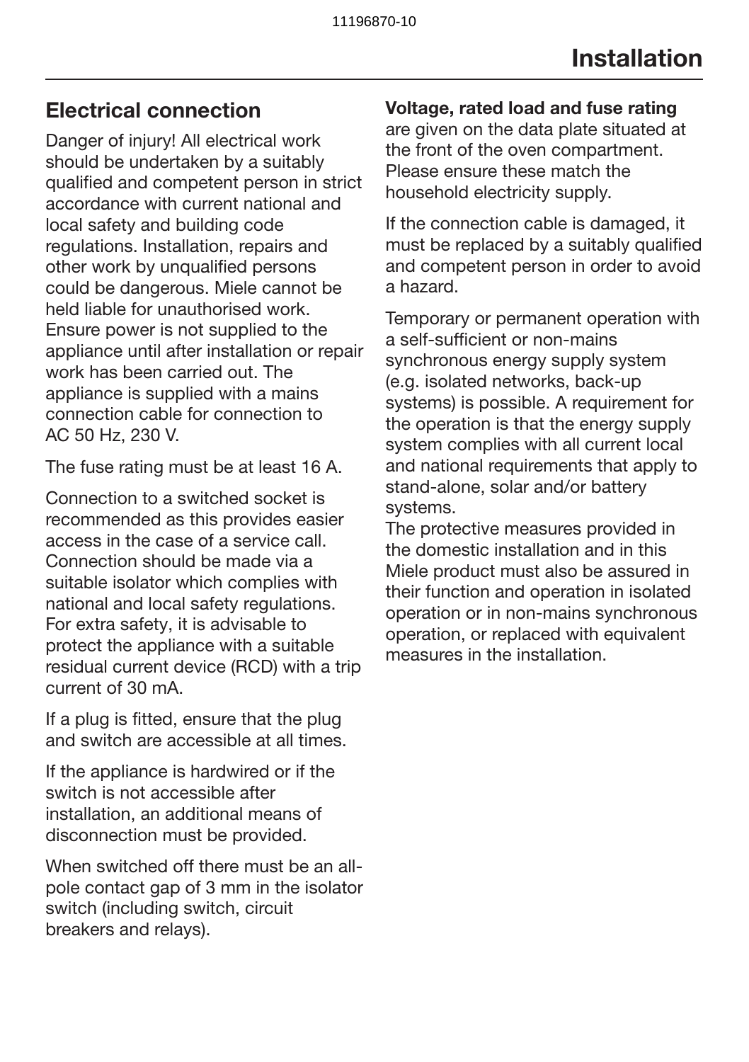# Installation

## Electrical connection

Danger of injury! All electrical work should be undertaken by a suitably qualified and competent person in strict accordance with current national and local safety and building code regulations. Installation, repairs and other work by unqualified persons could be dangerous. Miele cannot be held liable for unauthorised work. Ensure power is not supplied to the appliance until after installation or repair work has been carried out. The appliance is supplied with a mains connection cable for connection to AC 50 Hz, 230 V.

The fuse rating must be at least 16 A.

Connection to a switched socket is recommended as this provides easier access in the case of a service call. Connection should be made via a suitable isolator which complies with national and local safety regulations. For extra safety, it is advisable to protect the appliance with a suitable residual current device (RCD) with a trip current of 30 mA.

If a plug is fitted, ensure that the plug and switch are accessible at all times.

If the appliance is hardwired or if the switch is not accessible after installation, an additional means of disconnection must be provided.

When switched off there must be an all-pole contact gap of 3 mm in the isolator switch (including switch, circuit breakers and relays).

**Voltage, rated load and fuse rating** are given on the data plate situated at the front of the oven compartment. Please ensure these match the household electricity supply.

If the connection cable is damaged, it must be replaced by a suitably qualified and competent person in order to avoid a hazard.

Temporary or permanent operation with a self-sufficient or non-mains synchronous energy supply system (e.g. isolated networks, back-up systems) is possible. A requirement for the operation is that the energy supply system complies with all current local and national requirements that apply to stand-alone, solar and/or battery systems.
The protective measures provided in the domestic installation and in this Miele product must also be assured in their function and operation in isolated operation or in non-mains synchronous operation, or replaced with equivalent measures in the installation.